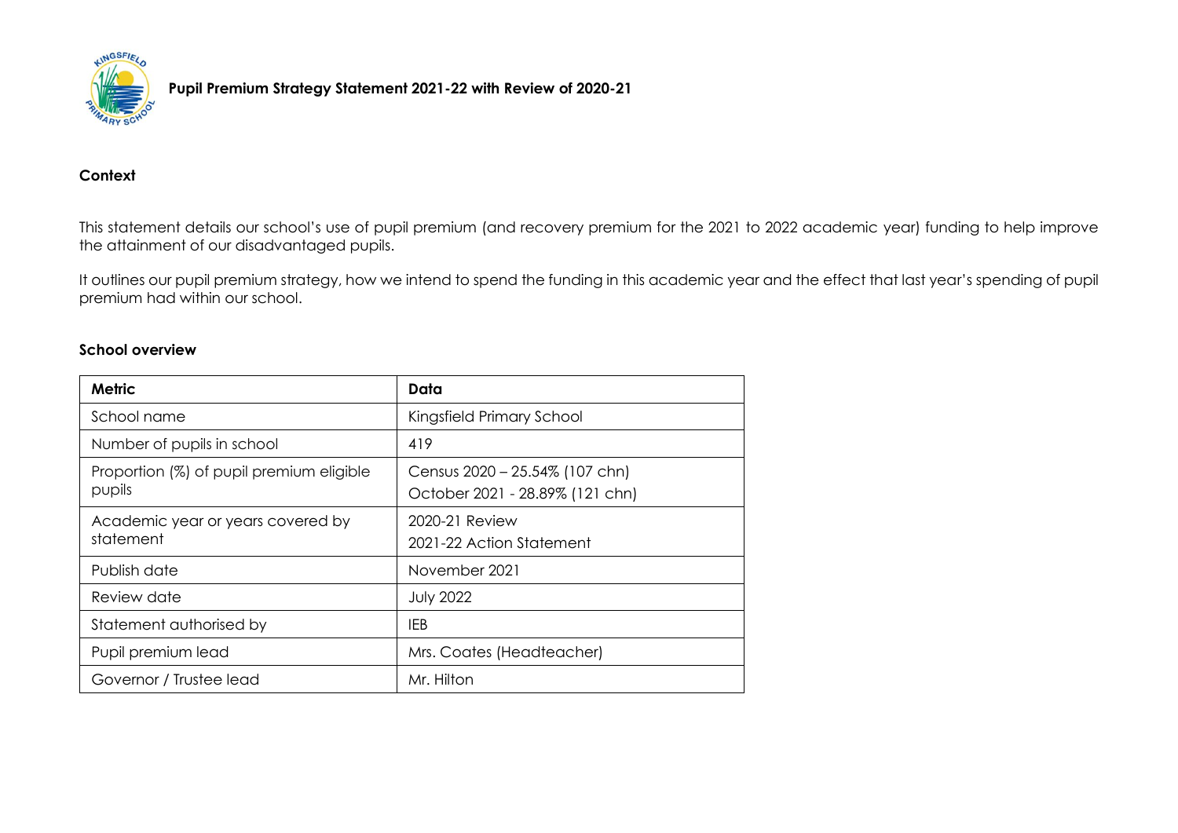# Pupil Premium Strategy Statement 2021-22 with Review of 2020-21

## Context

This statement details our school's use of pupil premium (and recovery premium for the 2021 to 2022 academic year) funding to help improve the attainment of our disadvantaged pupils.

It outlines our pupil premium strategy, how we intend to spend the funding in this academic year and the effect that last year's spending of pupil premium had within our school.

## School overview

| Metric | Data |
| --- | --- |
| School name | Kingsfield Primary School |
| Number of pupils in school | 419 |
| Proportion (%) of pupil premium eligible pupils | Census 2020 – 25.54% (107 chn)<br>October 2021 - 28.89% (121 chn) |
| Academic year or years covered by statement | 2020-21 Review<br>2021-22 Action Statement |
| Publish date | November 2021 |
| Review date | July 2022 |
| Statement authorised by | IEB |
| Pupil premium lead | Mrs. Coates (Headteacher) |
| Governor / Trustee lead | Mr. Hilton |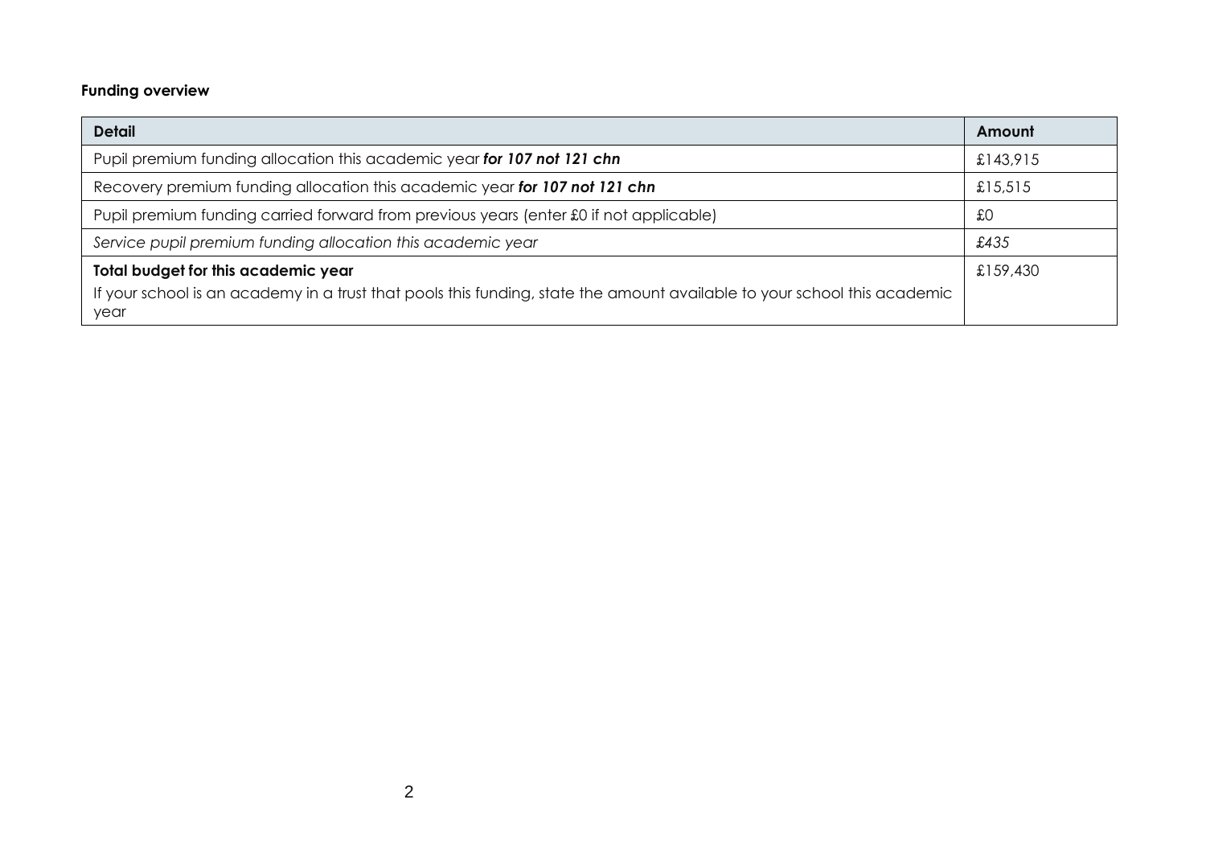**Funding overview**

| **Detail** | **Amount** |
|---|---|
| Pupil premium funding allocation this academic year ***for 107 not 121 chn*** | £143,915 |
| Recovery premium funding allocation this academic year ***for 107 not 121 chn*** | £15,515 |
| Pupil premium funding carried forward from previous years (enter £0 if not applicable) | £0 |
| *Service pupil premium funding allocation this academic year* | *£435* |
| **Total budget for this academic year** If your school is an academy in a trust that pools this funding, state the amount available to your school this academic year | £159,430 |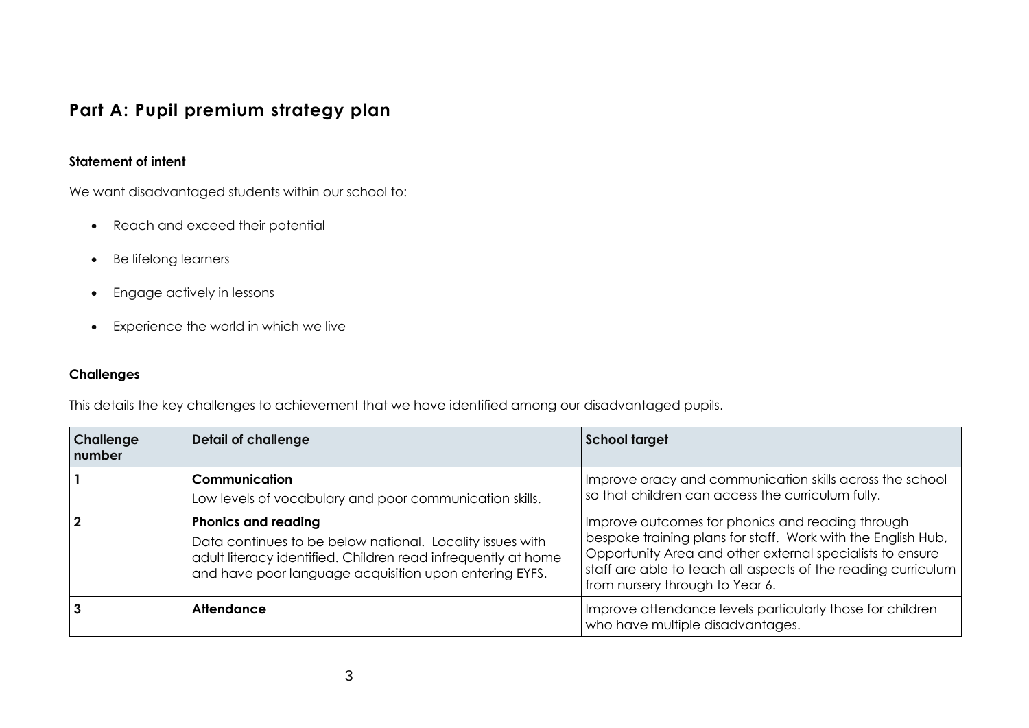## Part A: Pupil premium strategy plan

### Statement of intent

We want disadvantaged students within our school to:

- Reach and exceed their potential
- Be lifelong learners
- Engage actively in lessons
- Experience the world in which we live

### Challenges

This details the key challenges to achievement that we have identified among our disadvantaged pupils.

| Challenge number | Detail of challenge | School target |
|---|---|---|
| 1 | **Communication**<br>Low levels of vocabulary and poor communication skills. | Improve oracy and communication skills across the school so that children can access the curriculum fully. |
| 2 | **Phonics and reading**<br>Data continues to be below national. Locality issues with adult literacy identified. Children read infrequently at home and have poor language acquisition upon entering EYFS. | Improve outcomes for phonics and reading through bespoke training plans for staff. Work with the English Hub, Opportunity Area and other external specialists to ensure staff are able to teach all aspects of the reading curriculum from nursery through to Year 6. |
| 3 | **Attendance** | Improve attendance levels particularly those for children who have multiple disadvantages. |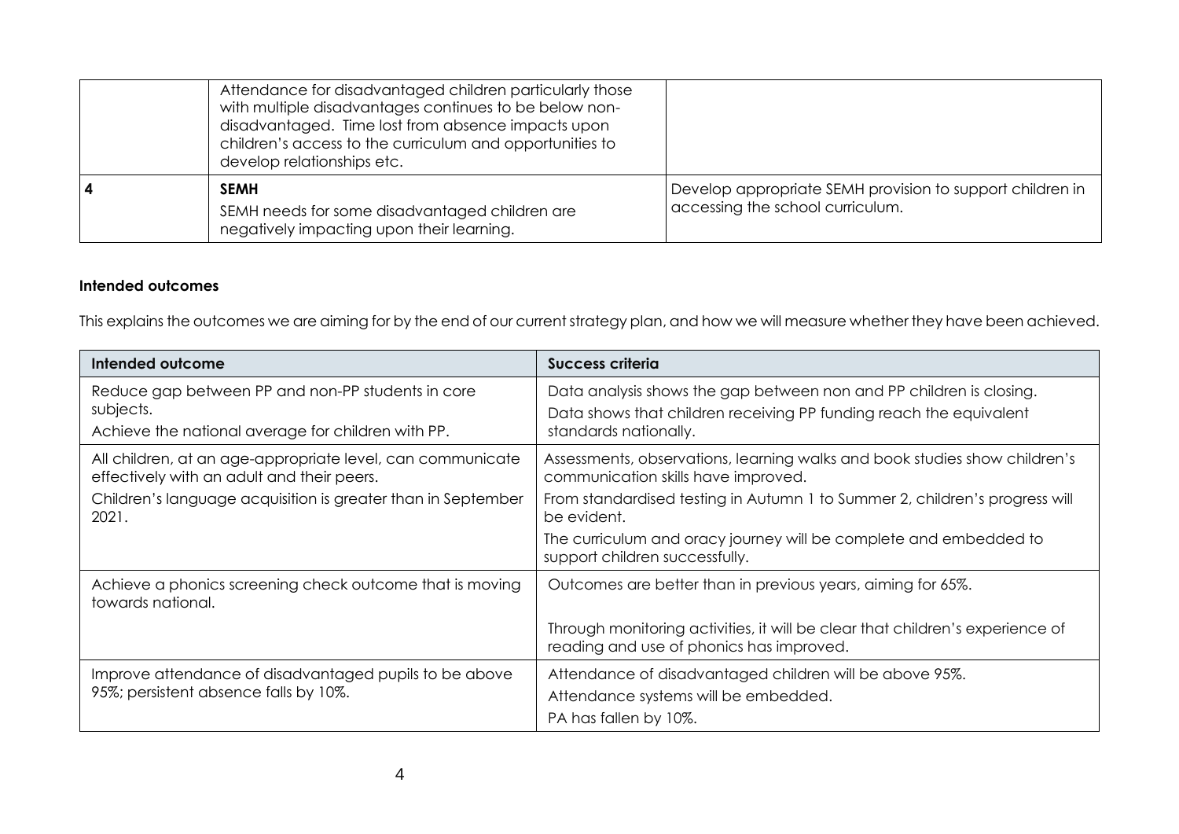|  |  |  |
|---|---|---|
|  | Attendance for disadvantaged children particularly those with multiple disadvantages continues to be below non-disadvantaged. Time lost from absence impacts upon children's access to the curriculum and opportunities to develop relationships etc. |  |
| 4 | **SEMH**<br>SEMH needs for some disadvantaged children are negatively impacting upon their learning. | Develop appropriate SEMH provision to support children in accessing the school curriculum. |

**Intended outcomes**

This explains the outcomes we are aiming for by the end of our current strategy plan, and how we will measure whether they have been achieved.

| Intended outcome | Success criteria |
|---|---|
| Reduce gap between PP and non-PP students in core subjects.<br>Achieve the national average for children with PP. | Data analysis shows the gap between non and PP children is closing.<br>Data shows that children receiving PP funding reach the equivalent standards nationally. |
| All children, at an age-appropriate level, can communicate effectively with an adult and their peers.<br>Children's language acquisition is greater than in September 2021. | Assessments, observations, learning walks and book studies show children's communication skills have improved.<br>From standardised testing in Autumn 1 to Summer 2, children's progress will be evident.<br>The curriculum and oracy journey will be complete and embedded to support children successfully. |
| Achieve a phonics screening check outcome that is moving towards national. | Outcomes are better than in previous years, aiming for 65%.<br><br>Through monitoring activities, it will be clear that children's experience of reading and use of phonics has improved. |
| Improve attendance of disadvantaged pupils to be above 95%; persistent absence falls by 10%. | Attendance of disadvantaged children will be above 95%.<br>Attendance systems will be embedded.<br>PA has fallen by 10%. |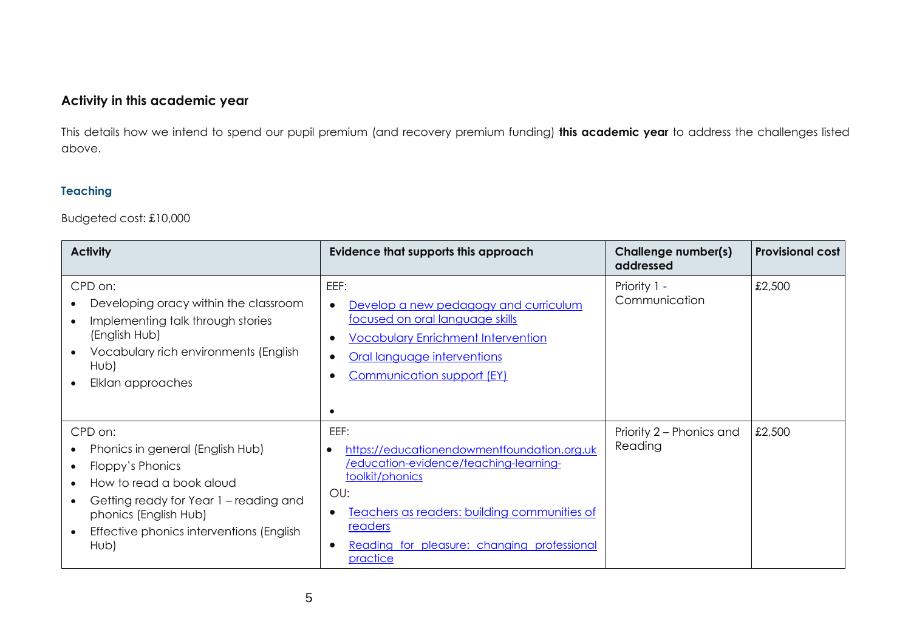## Activity in this academic year

This details how we intend to spend our pupil premium (and recovery premium funding) **this academic year** to address the challenges listed above.

### Teaching

Budgeted cost: £10,000

| Activity | Evidence that supports this approach | Challenge number(s) addressed | Provisional cost |
|---|---|---|---|
| CPD on:<br>• Developing oracy within the classroom<br>• Implementing talk through stories (English Hub)<br>• Vocabulary rich environments (English Hub)<br>• Elklan approaches | EEF:<br>• Develop a new pedagogy and curriculum focused on oral language skills<br>• Vocabulary Enrichment Intervention<br>• Oral language interventions<br>• Communication support (EY)<br>• | Priority 1 - Communication | £2,500 |
| CPD on:<br>• Phonics in general (English Hub)<br>• Floppy's Phonics<br>• How to read a book aloud<br>• Getting ready for Year 1 – reading and phonics (English Hub)<br>• Effective phonics interventions (English Hub) | EEF:<br>• https://educationendowmentfoundation.org.uk/education-evidence/teaching-learning-toolkit/phonics<br>OU:<br>• Teachers as readers: building communities of readers<br>• Reading for pleasure: changing professional practice | Priority 2 – Phonics and Reading | £2,500 |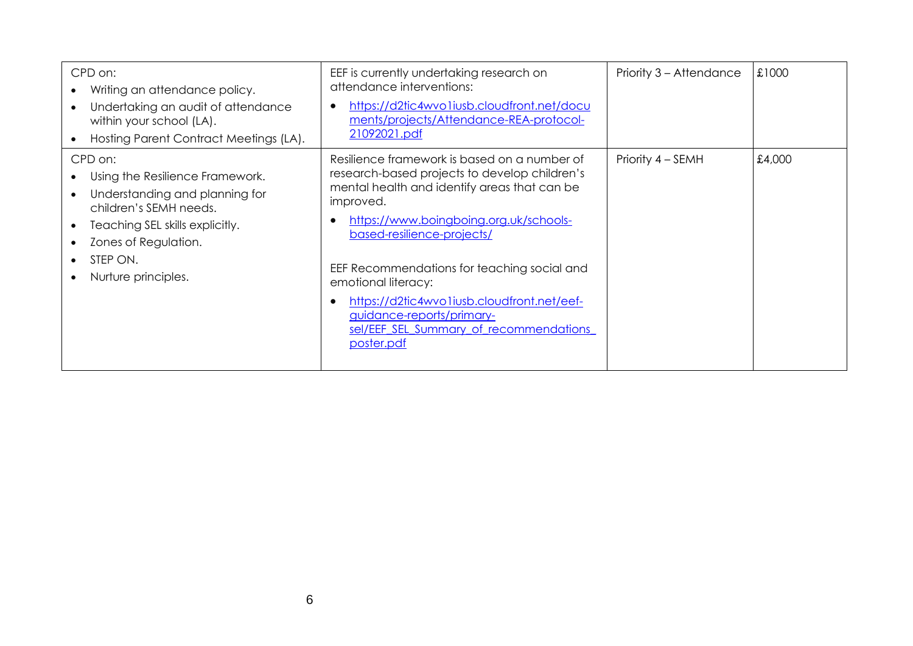| | | | |
|---|---|---|---|
| CPD on:<br>• Writing an attendance policy.<br>• Undertaking an audit of attendance within your school (LA).<br>• Hosting Parent Contract Meetings (LA). | EEF is currently undertaking research on attendance interventions:<br>• [https://d2tic4wvo1iusb.cloudfront.net/documents/projects/Attendance-REA-protocol-21092021.pdf](https://d2tic4wvo1iusb.cloudfront.net/documents/projects/Attendance-REA-protocol-21092021.pdf) | Priority 3 – Attendance | £1000 |
| CPD on:<br>• Using the Resilience Framework.<br>• Understanding and planning for children's SEMH needs.<br>• Teaching SEL skills explicitly.<br>• Zones of Regulation.<br>• STEP ON.<br>• Nurture principles. | Resilience framework is based on a number of research-based projects to develop children's mental health and identify areas that can be improved.<br>• [https://www.boingboing.org.uk/schools-based-resilience-projects/](https://www.boingboing.org.uk/schools-based-resilience-projects/)<br><br>EEF Recommendations for teaching social and emotional literacy:<br>• [https://d2tic4wvo1iusb.cloudfront.net/eef-guidance-reports/primary-sel/EEF_SEL_Summary_of_recommendations_poster.pdf](https://d2tic4wvo1iusb.cloudfront.net/eef-guidance-reports/primary-sel/EEF_SEL_Summary_of_recommendations_poster.pdf) | Priority 4 – SEMH | £4,000 |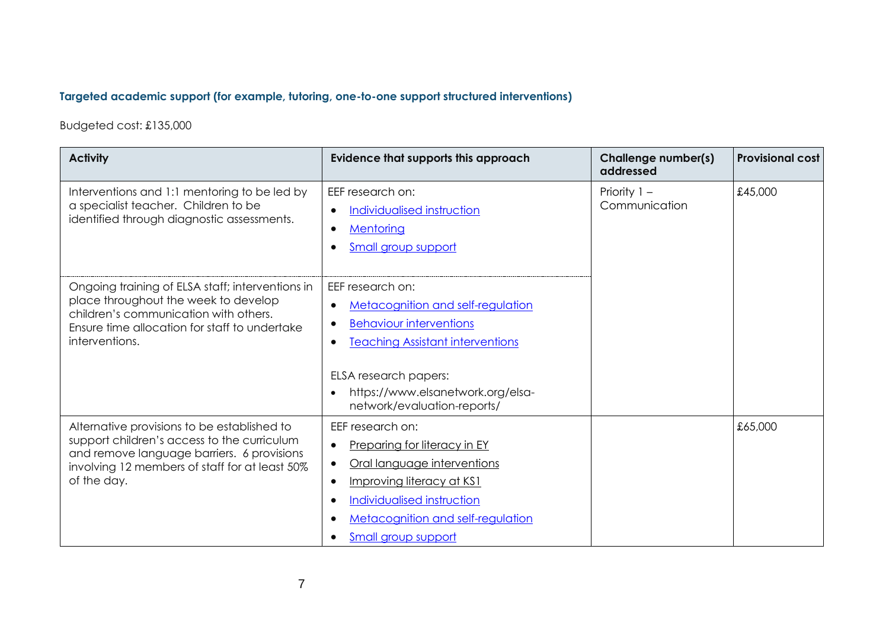### Targeted academic support (for example, tutoring, one-to-one support structured interventions)

Budgeted cost: £135,000

| Activity | Evidence that supports this approach | Challenge number(s) addressed | Provisional cost |
|---|---|---|---|
| Interventions and 1:1 mentoring to be led by a specialist teacher. Children to be identified through diagnostic assessments. | EEF research on:<br>• Individualised instruction<br>• Mentoring<br>• Small group support | Priority 1 – Communication | £45,000 |
| Ongoing training of ELSA staff; interventions in place throughout the week to develop children's communication with others. Ensure time allocation for staff to undertake interventions. | EEF research on:<br>• Metacognition and self-regulation<br>• Behaviour interventions<br>• Teaching Assistant interventions<br><br>ELSA research papers:<br>• https://www.elsanetwork.org/elsa-network/evaluation-reports/ | | |
| Alternative provisions to be established to support children's access to the curriculum and remove language barriers. 6 provisions involving 12 members of staff for at least 50% of the day. | EEF research on:<br>• Preparing for literacy in EY<br>• Oral language interventions<br>• Improving literacy at KS1<br>• Individualised instruction<br>• Metacognition and self-regulation<br>• Small group support | | £65,000 |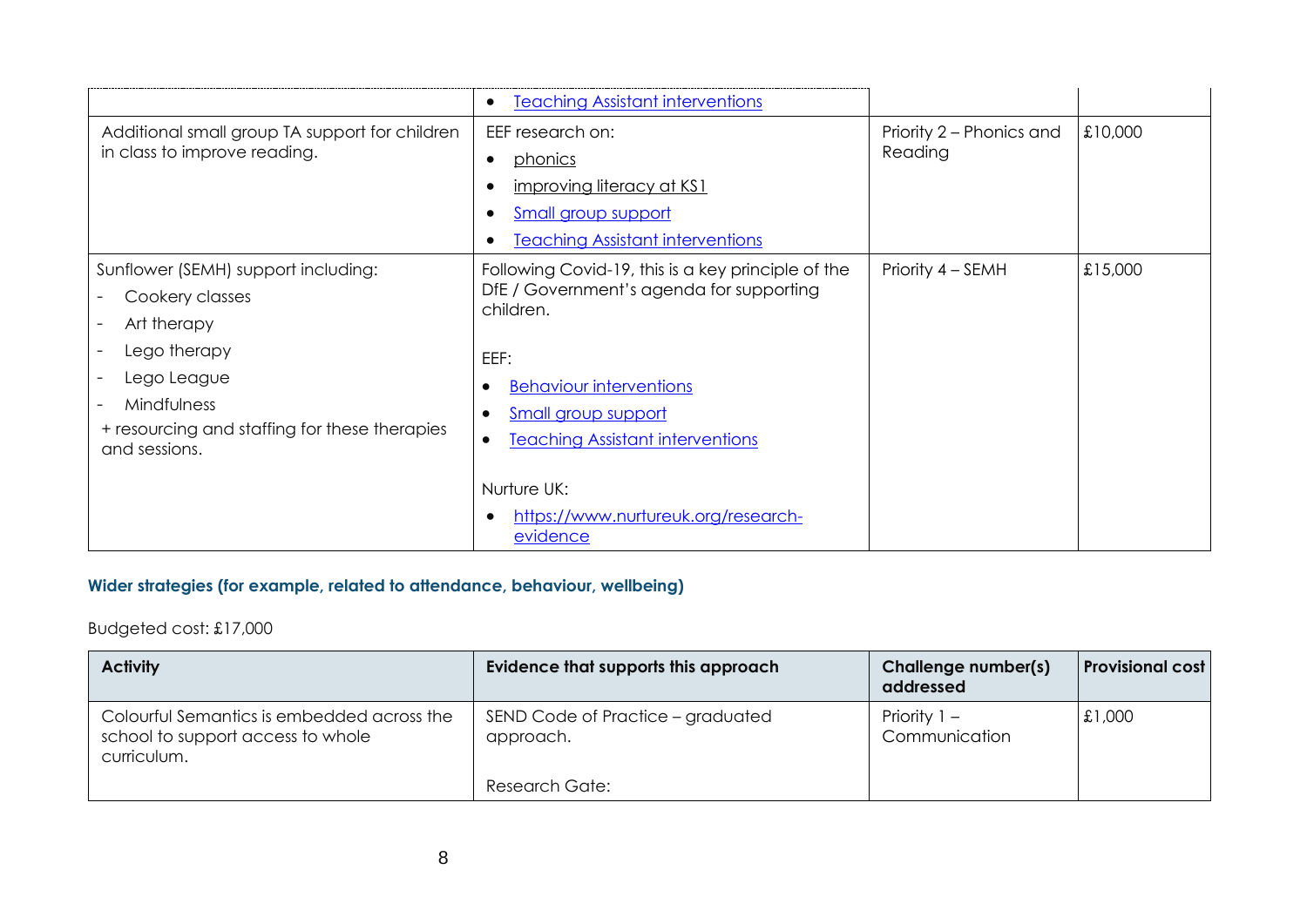| | • Teaching Assistant interventions | | |
|---|---|---|---|
| Additional small group TA support for children in class to improve reading. | EEF research on:<br>• phonics<br>• improving literacy at KS1<br>• Small group support<br>• Teaching Assistant interventions | Priority 2 – Phonics and Reading | £10,000 |
| Sunflower (SEMH) support including:<br>- Cookery classes<br>- Art therapy<br>- Lego therapy<br>- Lego League<br>- Mindfulness<br>+ resourcing and staffing for these therapies and sessions. | Following Covid-19, this is a key principle of the DfE / Government's agenda for supporting children.<br><br>EEF:<br>• Behaviour interventions<br>• Small group support<br>• Teaching Assistant interventions<br><br>Nurture UK:<br>• https://www.nurtureuk.org/research-evidence | Priority 4 – SEMH | £15,000 |

### Wider strategies (for example, related to attendance, behaviour, wellbeing)

Budgeted cost: £17,000

| Activity | Evidence that supports this approach | Challenge number(s) addressed | Provisional cost |
|---|---|---|---|
| Colourful Semantics is embedded across the school to support access to whole curriculum. | SEND Code of Practice – graduated approach.<br><br>Research Gate: | Priority 1 – Communication | £1,000 |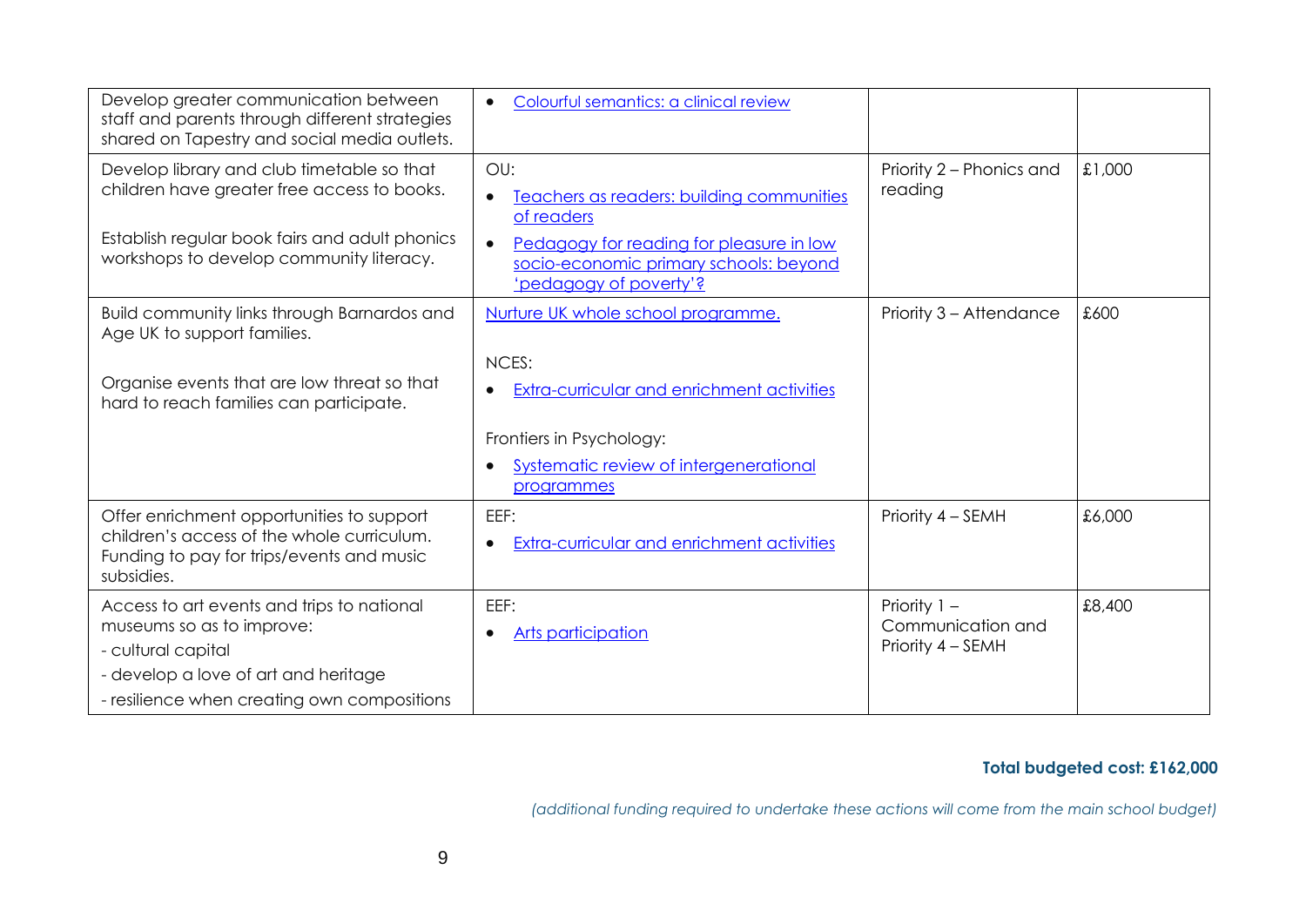| | | | |
|---|---|---|---|
| Develop greater communication between staff and parents through different strategies shared on Tapestry and social media outlets. | • Colourful semantics: a clinical review | | |
| Develop library and club timetable so that children have greater free access to books.<br><br>Establish regular book fairs and adult phonics workshops to develop community literacy. | OU:<br>• Teachers as readers: building communities of readers<br>• Pedagogy for reading for pleasure in low socio-economic primary schools: beyond 'pedagogy of poverty'? | Priority 2 – Phonics and reading | £1,000 |
| Build community links through Barnardos and Age UK to support families.<br><br>Organise events that are low threat so that hard to reach families can participate. | Nurture UK whole school programme.<br><br>NCES:<br>• Extra-curricular and enrichment activities<br><br>Frontiers in Psychology:<br>• Systematic review of intergenerational programmes | Priority 3 – Attendance | £600 |
| Offer enrichment opportunities to support children's access of the whole curriculum. Funding to pay for trips/events and music subsidies. | EEF:<br>• Extra-curricular and enrichment activities | Priority 4 – SEMH | £6,000 |
| Access to art events and trips to national museums so as to improve:<br>- cultural capital<br>- develop a love of art and heritage<br>- resilience when creating own compositions | EEF:<br>• Arts participation | Priority 1 – Communication and Priority 4 – SEMH | £8,400 |

**Total budgeted cost: £162,000**

*(additional funding required to undertake these actions will come from the main school budget)*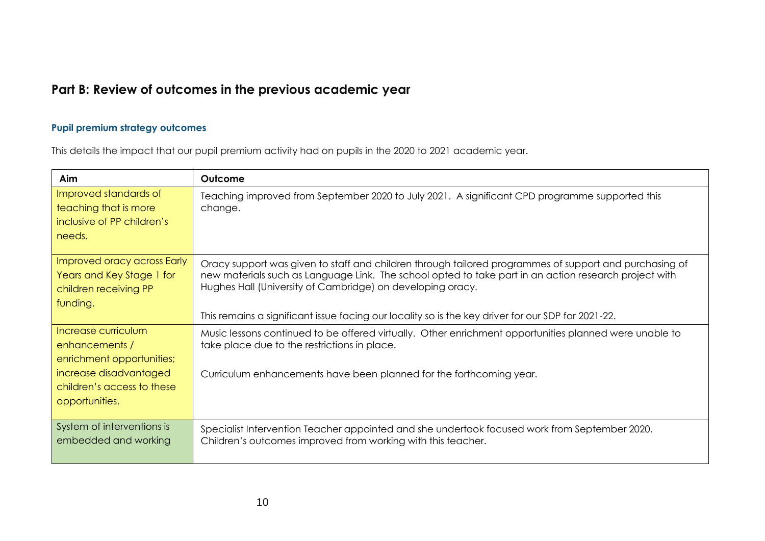## Part B: Review of outcomes in the previous academic year

### Pupil premium strategy outcomes

This details the impact that our pupil premium activity had on pupils in the 2020 to 2021 academic year.

| Aim | Outcome |
| --- | --- |
| Improved standards of teaching that is more inclusive of PP children's needs. | Teaching improved from September 2020 to July 2021. A significant CPD programme supported this change. |
| Improved oracy across Early Years and Key Stage 1 for children receiving PP funding. | Oracy support was given to staff and children through tailored programmes of support and purchasing of new materials such as Language Link. The school opted to take part in an action research project with Hughes Hall (University of Cambridge) on developing oracy.<br><br>This remains a significant issue facing our locality so is the key driver for our SDP for 2021-22. |
| Increase curriculum enhancements / enrichment opportunities; increase disadvantaged children's access to these opportunities. | Music lessons continued to be offered virtually. Other enrichment opportunities planned were unable to take place due to the restrictions in place.<br><br>Curriculum enhancements have been planned for the forthcoming year. |
| System of interventions is embedded and working | Specialist Intervention Teacher appointed and she undertook focused work from September 2020. Children's outcomes improved from working with this teacher. |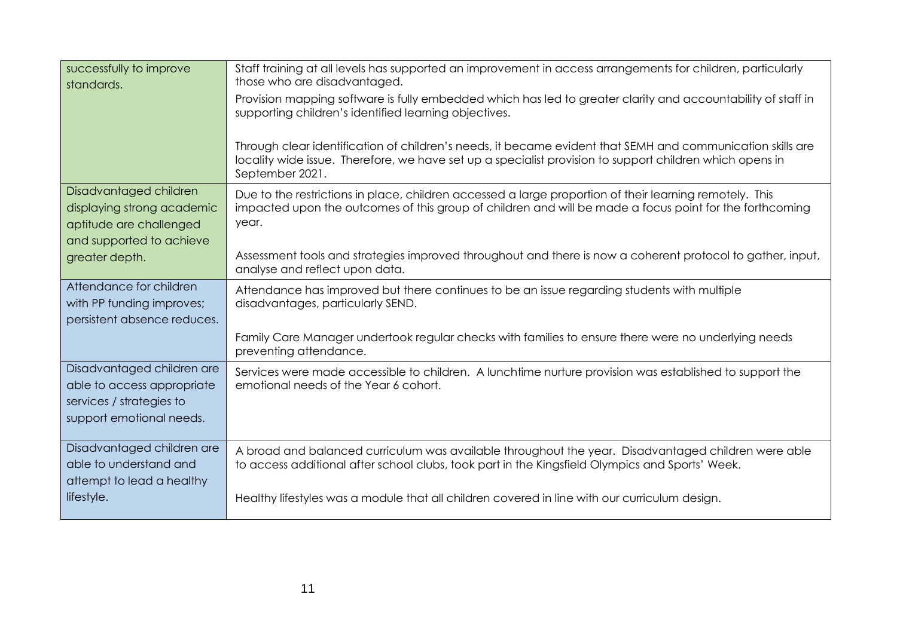| | |
|---|---|
| successfully to improve standards. | Staff training at all levels has supported an improvement in access arrangements for children, particularly those who are disadvantaged.<br><br>Provision mapping software is fully embedded which has led to greater clarity and accountability of staff in supporting children's identified learning objectives.<br><br>Through clear identification of children's needs, it became evident that SEMH and communication skills are locality wide issue. Therefore, we have set up a specialist provision to support children which opens in September 2021. |
| Disadvantaged children displaying strong academic aptitude are challenged and supported to achieve greater depth. | Due to the restrictions in place, children accessed a large proportion of their learning remotely. This impacted upon the outcomes of this group of children and will be made a focus point for the forthcoming year.<br><br>Assessment tools and strategies improved throughout and there is now a coherent protocol to gather, input, analyse and reflect upon data. |
| Attendance for children with PP funding improves; persistent absence reduces. | Attendance has improved but there continues to be an issue regarding students with multiple disadvantages, particularly SEND.<br><br>Family Care Manager undertook regular checks with families to ensure there were no underlying needs preventing attendance. |
| Disadvantaged children are able to access appropriate services / strategies to support emotional needs. | Services were made accessible to children. A lunchtime nurture provision was established to support the emotional needs of the Year 6 cohort. |
| Disadvantaged children are able to understand and attempt to lead a healthy lifestyle. | A broad and balanced curriculum was available throughout the year. Disadvantaged children were able to access additional after school clubs, took part in the Kingsfield Olympics and Sports' Week.<br><br>Healthy lifestyles was a module that all children covered in line with our curriculum design. |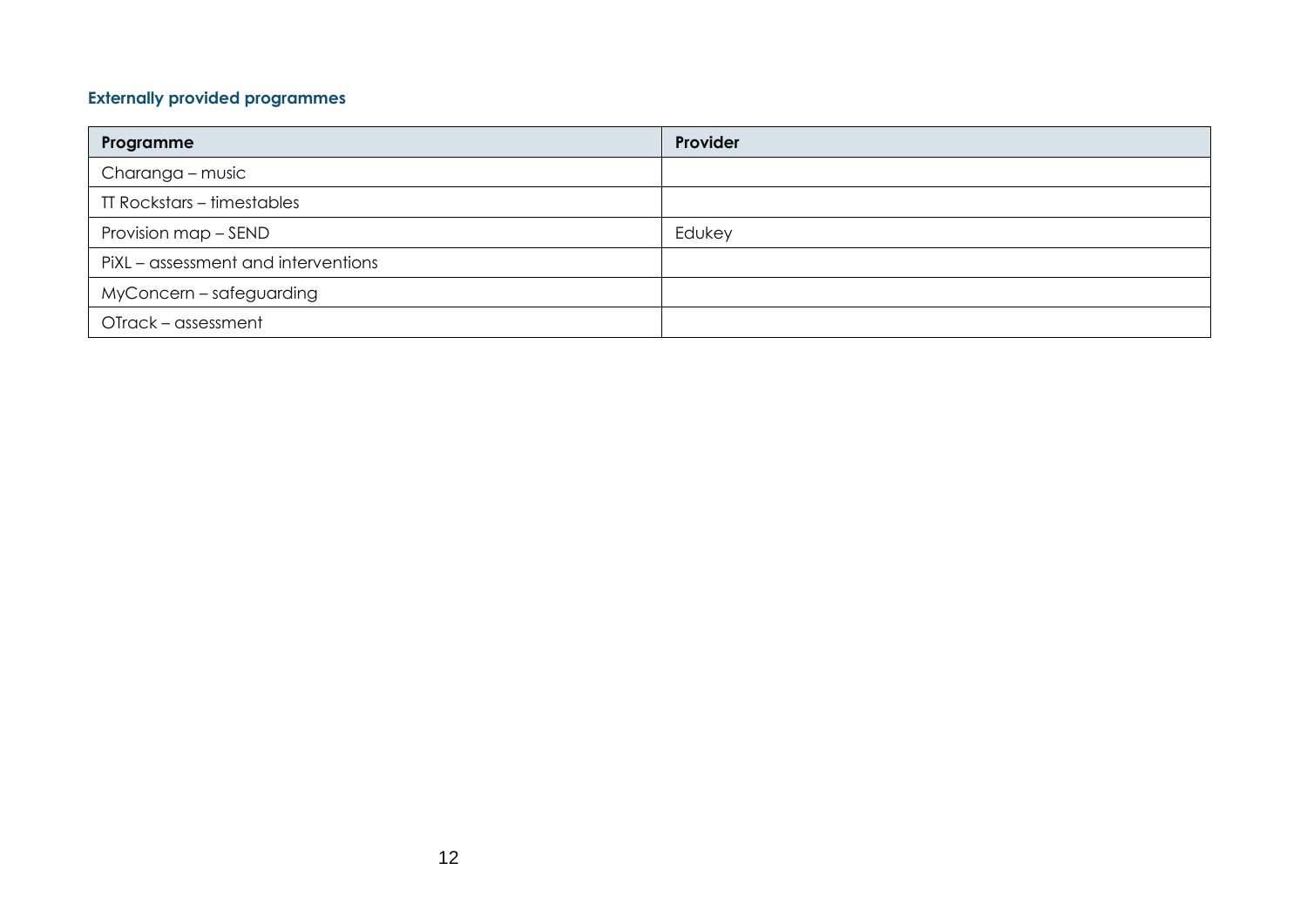### Externally provided programmes

| Programme | Provider |
|---|---|
| Charanga – music | |
| TT Rockstars – timestables | |
| Provision map – SEND | Edukey |
| PiXL – assessment and interventions | |
| MyConcern – safeguarding | |
| OTrack – assessment | |